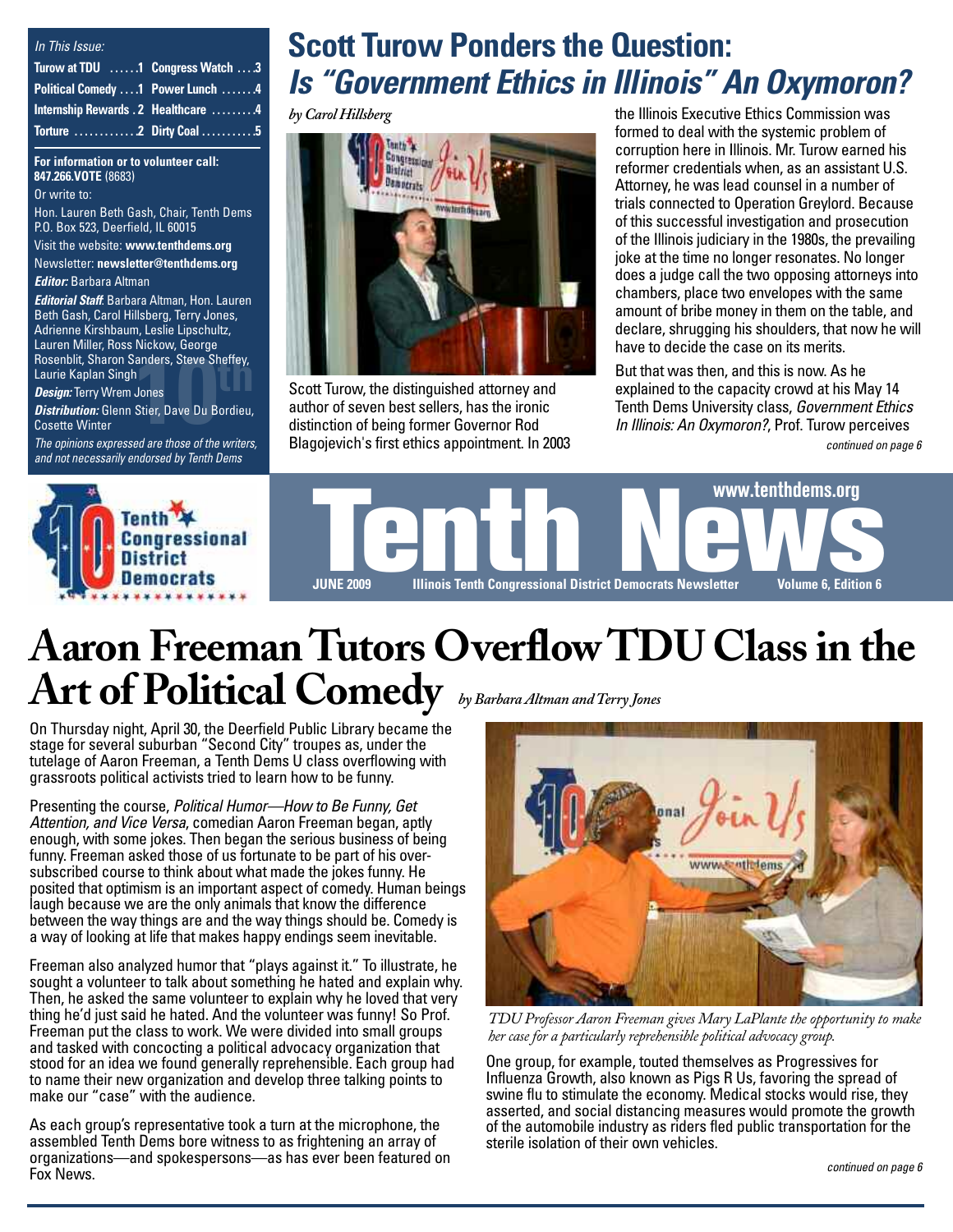*In This Issue:*

| | | | |
|---|---|---|---|
| Turow at TDU | 1 | Congress Watch | 3 |
| Political Comedy | 1 | Power Lunch | 4 |
| Internship Rewards | 2 | Healthcare | 4 |
| Torture | 2 | Dirty Coal | 5 |

**For information or to volunteer call: 847.266.VOTE** (8683)

Or write to:

Hon. Lauren Beth Gash, Chair, Tenth Dems
P.O. Box 523, Deerfield, IL 60015

Visit the website: **www.tenthdems.org**

Newsletter: **newsletter@tenthdems.org**

***Editor:*** Barbara Altman

***Editorial Staff:*** Barbara Altman, Hon. Lauren Beth Gash, Carol Hillsberg, Terry Jones, Adrienne Kirshbaum, Leslie Lipschultz, Lauren Miller, Ross Nickow, George Rosenblit, Sharon Sanders, Steve Sheffey, Laurie Kaplan Singh

***Design:*** Terry Wrem Jones

***Distribution:*** Glenn Stier, Dave Du Bordieu, Cosette Winter

*The opinions expressed are those of the writers, and not necessarily endorsed by Tenth Dems*

# Scott Turow Ponders the Question: *Is "Government Ethics in Illinois" An Oxymoron?*

*by Carol Hillsberg*

Scott Turow, the distinguished attorney and author of seven best sellers, has the ironic distinction of being former Governor Rod Blagojevich's first ethics appointment. In 2003 the Illinois Executive Ethics Commission was formed to deal with the systemic problem of corruption here in Illinois. Mr. Turow earned his reformer credentials when, as an assistant U.S. Attorney, he was lead counsel in a number of trials connected to Operation Greylord. Because of this successful investigation and prosecution of the Illinois judiciary in the 1980s, the prevailing joke at the time no longer resonates. No longer does a judge call the two opposing attorneys into chambers, place two envelopes with the same amount of bribe money in them on the table, and declare, shrugging his shoulders, that now he will have to decide the case on its merits.

But that was then, and this is now. As he explained to the capacity crowd at his May 14 Tenth Dems University class, *Government Ethics In Illinois: An Oxymoron?*, Prof. Turow perceives

*continued on page 6*

# Tenth News

www.tenthdems.org

JUNE 2009 — Illinois Tenth Congressional District Democrats Newsletter — Volume 6, Edition 6

# Aaron Freeman Tutors Overflow TDU Class in the Art of Political Comedy

*by Barbara Altman and Terry Jones*

On Thursday night, April 30, the Deerfield Public Library became the stage for several suburban "Second City" troupes as, under the tutelage of Aaron Freeman, a Tenth Dems U class overflowing with grassroots political activists tried to learn how to be funny.

Presenting the course, *Political Humor—How to Be Funny, Get Attention, and Vice Versa*, comedian Aaron Freeman began, aptly enough, with some jokes. Then began the serious business of being funny. Freeman asked those of us fortunate to be part of his over-subscribed course to think about what made the jokes funny. He posited that optimism is an important aspect of comedy. Human beings laugh because we are the only animals that know the difference between the way things are and the way things should be. Comedy is a way of looking at life that makes happy endings seem inevitable.

Freeman also analyzed humor that "plays against it." To illustrate, he sought a volunteer to talk about something he hated and explain why. Then, he asked the same volunteer to explain why he loved that very thing he'd just said he hated. And the volunteer was funny! So Prof. Freeman put the class to work. We were divided into small groups and tasked with concocting a political advocacy organization that stood for an idea we found generally reprehensible. Each group had to name their new organization and develop three talking points to make our "case" with the audience.

As each group's representative took a turn at the microphone, the assembled Tenth Dems bore witness to as frightening an array of organizations—and spokespersons—as has ever been featured on Fox News.

*TDU Professor Aaron Freeman gives Mary LaPlante the opportunity to make her case for a particularly reprehensible political advocacy group.*

One group, for example, touted themselves as Progressives for Influenza Growth, also known as Pigs R Us, favoring the spread of swine flu to stimulate the economy. Medical stocks would rise, they asserted, and social distancing measures would promote the growth of the automobile industry as riders fled public transportation for the sterile isolation of their own vehicles.

*continued on page 6*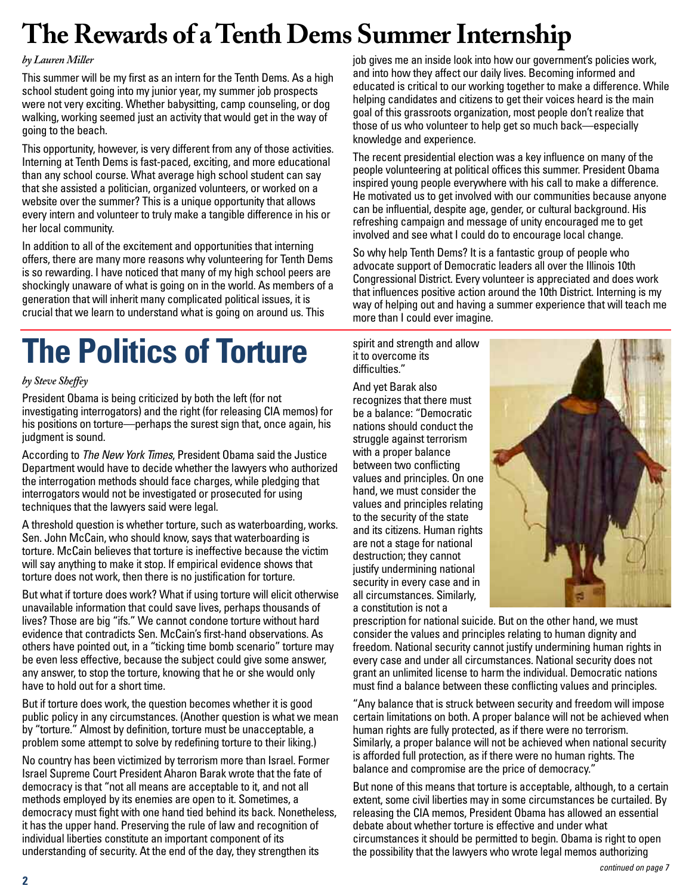# The Rewards of a Tenth Dems Summer Internship

*by Lauren Miller*

This summer will be my first as an intern for the Tenth Dems. As a high school student going into my junior year, my summer job prospects were not very exciting. Whether babysitting, camp counseling, or dog walking, working seemed just an activity that would get in the way of going to the beach.

This opportunity, however, is very different from any of those activities. Interning at Tenth Dems is fast-paced, exciting, and more educational than any school course. What average high school student can say that she assisted a politician, organized volunteers, or worked on a website over the summer? This is a unique opportunity that allows every intern and volunteer to truly make a tangible difference in his or her local community.

In addition to all of the excitement and opportunities that interning offers, there are many more reasons why volunteering for Tenth Dems is so rewarding. I have noticed that many of my high school peers are shockingly unaware of what is going on in the world. As members of a generation that will inherit many complicated political issues, it is crucial that we learn to understand what is going on around us. This job gives me an inside look into how our government's policies work, and into how they affect our daily lives. Becoming informed and educated is critical to our working together to make a difference. While helping candidates and citizens to get their voices heard is the main goal of this grassroots organization, most people don't realize that those of us who volunteer to help get so much back—especially knowledge and experience.

The recent presidential election was a key influence on many of the people volunteering at political offices this summer. President Obama inspired young people everywhere with his call to make a difference. He motivated us to get involved with our communities because anyone can be influential, despite age, gender, or cultural background. His refreshing campaign and message of unity encouraged me to get involved and see what I could do to encourage local change.

So why help Tenth Dems? It is a fantastic group of people who advocate support of Democratic leaders all over the Illinois 10th Congressional District. Every volunteer is appreciated and does work that influences positive action around the 10th District. Interning is my way of helping out and having a summer experience that will teach me more than I could ever imagine.

# The Politics of Torture

*by Steve Sheffey*

President Obama is being criticized by both the left (for not investigating interrogators) and the right (for releasing CIA memos) for his positions on torture—perhaps the surest sign that, once again, his judgment is sound.

According to *The New York Times*, President Obama said the Justice Department would have to decide whether the lawyers who authorized the interrogation methods should face charges, while pledging that interrogators would not be investigated or prosecuted for using techniques that the lawyers said were legal.

A threshold question is whether torture, such as waterboarding, works. Sen. John McCain, who should know, says that waterboarding is torture. McCain believes that torture is ineffective because the victim will say anything to make it stop. If empirical evidence shows that torture does not work, then there is no justification for torture.

But what if torture does work? What if using torture will elicit otherwise unavailable information that could save lives, perhaps thousands of lives? Those are big "ifs." We cannot condone torture without hard evidence that contradicts Sen. McCain's first-hand observations. As others have pointed out, in a "ticking time bomb scenario" torture may be even less effective, because the subject could give some answer, any answer, to stop the torture, knowing that he or she would only have to hold out for a short time.

But if torture does work, the question becomes whether it is good public policy in any circumstances. (Another question is what we mean by "torture." Almost by definition, torture must be unacceptable, a problem some attempt to solve by redefining torture to their liking.)

No country has been victimized by terrorism more than Israel. Former Israel Supreme Court President Aharon Barak wrote that the fate of democracy is that "not all means are acceptable to it, and not all methods employed by its enemies are open to it. Sometimes, a democracy must fight with one hand tied behind its back. Nonetheless, it has the upper hand. Preserving the rule of law and recognition of individual liberties constitute an important component of its understanding of security. At the end of the day, they strengthen its spirit and strength and allow it to overcome its difficulties."

And yet Barak also recognizes that there must be a balance: "Democratic nations should conduct the struggle against terrorism with a proper balance between two conflicting values and principles. On one hand, we must consider the values and principles relating to the security of the state and its citizens. Human rights are not a stage for national destruction; they cannot justify undermining national security in every case and in all circumstances. Similarly, a constitution is not a prescription for national suicide. But on the other hand, we must consider the values and principles relating to human dignity and freedom. National security cannot justify undermining human rights in every case and under all circumstances. National security does not grant an unlimited license to harm the individual. Democratic nations must find a balance between these conflicting values and principles.

"Any balance that is struck between security and freedom will impose certain limitations on both. A proper balance will not be achieved when human rights are fully protected, as if there were no terrorism. Similarly, a proper balance will not be achieved when national security is afforded full protection, as if there were no human rights. The balance and compromise are the price of democracy."

But none of this means that torture is acceptable, although, to a certain extent, some civil liberties may in some circumstances be curtailed. By releasing the CIA memos, President Obama has allowed an essential debate about whether torture is effective and under what circumstances it should be permitted to begin. Obama is right to open the possibility that the lawyers who wrote legal memos authorizing

*continued on page 7*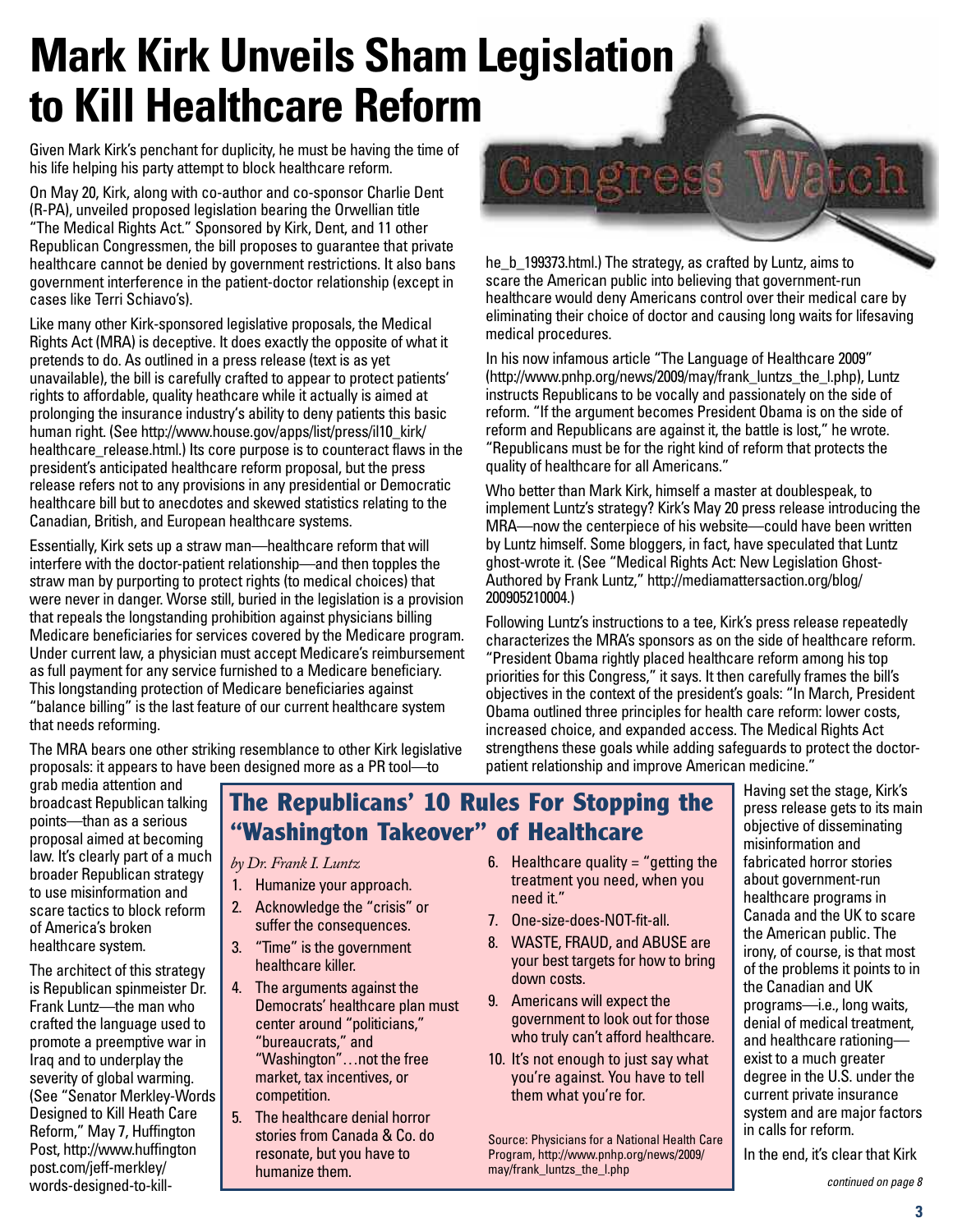# Mark Kirk Unveils Sham Legislation to Kill Healthcare Reform

Congress Watch

Given Mark Kirk's penchant for duplicity, he must be having the time of his life helping his party attempt to block healthcare reform.

On May 20, Kirk, along with co-author and co-sponsor Charlie Dent (R-PA), unveiled proposed legislation bearing the Orwellian title "The Medical Rights Act." Sponsored by Kirk, Dent, and 11 other Republican Congressmen, the bill proposes to guarantee that private healthcare cannot be denied by government restrictions. It also bans government interference in the patient-doctor relationship (except in cases like Terri Schiavo's).

Like many other Kirk-sponsored legislative proposals, the Medical Rights Act (MRA) is deceptive. It does exactly the opposite of what it pretends to do. As outlined in a press release (text is as yet unavailable), the bill is carefully crafted to appear to protect patients' rights to affordable, quality heathcare while it actually is aimed at prolonging the insurance industry's ability to deny patients this basic human right. (See http://www.house.gov/apps/list/press/il10_kirk/healthcare_release.html.) Its core purpose is to counteract flaws in the president's anticipated healthcare reform proposal, but the press release refers not to any provisions in any presidential or Democratic healthcare bill but to anecdotes and skewed statistics relating to the Canadian, British, and European healthcare systems.

Essentially, Kirk sets up a straw man—healthcare reform that will interfere with the doctor-patient relationship—and then topples the straw man by purporting to protect rights (to medical choices) that were never in danger. Worse still, buried in the legislation is a provision that repeals the longstanding prohibition against physicians billing Medicare beneficiaries for services covered by the Medicare program. Under current law, a physician must accept Medicare's reimbursement as full payment for any service furnished to a Medicare beneficiary. This longstanding protection of Medicare beneficiaries against "balance billing" is the last feature of our current healthcare system that needs reforming.

The MRA bears one other striking resemblance to other Kirk legislative proposals: it appears to have been designed more as a PR tool—to grab media attention and broadcast Republican talking points—than as a serious proposal aimed at becoming law. It's clearly part of a much broader Republican strategy to use misinformation and scare tactics to block reform of America's broken healthcare system.

The architect of this strategy is Republican spinmeister Dr. Frank Luntz—the man who crafted the language used to promote a preemptive war in Iraq and to underplay the severity of global warming. (See "Senator Merkley-Words Designed to Kill Heath Care Reform," May 7, Huffington Post, http://www.huffington post.com/jeff-merkley/words-designed-to-kill-he_b_199373.html.) The strategy, as crafted by Luntz, aims to scare the American public into believing that government-run healthcare would deny Americans control over their medical care by eliminating their choice of doctor and causing long waits for lifesaving medical procedures.

In his now infamous article "The Language of Healthcare 2009" (http://www.pnhp.org/news/2009/may/frank_luntzs_the_l.php), Luntz instructs Republicans to be vocally and passionately on the side of reform. "If the argument becomes President Obama is on the side of reform and Republicans are against it, the battle is lost," he wrote. "Republicans must be for the right kind of reform that protects the quality of healthcare for all Americans."

Who better than Mark Kirk, himself a master at doublespeak, to implement Luntz's strategy? Kirk's May 20 press release introducing the MRA—now the centerpiece of his website—could have been written by Luntz himself. Some bloggers, in fact, have speculated that Luntz ghost-wrote it. (See "Medical Rights Act: New Legislation Ghost-Authored by Frank Luntz," http://mediamattersaction.org/blog/200905210004.)

Following Luntz's instructions to a tee, Kirk's press release repeatedly characterizes the MRA's sponsors as on the side of healthcare reform. "President Obama rightly placed healthcare reform among his top priorities for this Congress," it says. It then carefully frames the bill's objectives in the context of the president's goals: "In March, President Obama outlined three principles for health care reform: lower costs, increased choice, and expanded access. The Medical Rights Act strengthens these goals while adding safeguards to protect the doctor-patient relationship and improve American medicine."

Having set the stage, Kirk's press release gets to its main objective of disseminating misinformation and fabricated horror stories about government-run healthcare programs in Canada and the UK to scare the American public. The irony, of course, is that most of the problems it points to in the Canadian and UK programs—i.e., long waits, denial of medical treatment, and healthcare rationing—exist to a much greater degree in the U.S. under the current private insurance system and are major factors in calls for reform.

In the end, it's clear that Kirk

*continued on page 8*

## The Republicans' 10 Rules For Stopping the "Washington Takeover" of Healthcare

*by Dr. Frank I. Luntz*

1. Humanize your approach.
2. Acknowledge the "crisis" or suffer the consequences.
3. "Time" is the government healthcare killer.
4. The arguments against the Democrats' healthcare plan must center around "politicians," "bureaucrats," and "Washington"…not the free market, tax incentives, or competition.
5. The healthcare denial horror stories from Canada & Co. do resonate, but you have to humanize them.
6. Healthcare quality = "getting the treatment you need, when you need it."
7. One-size-does-NOT-fit-all.
8. WASTE, FRAUD, and ABUSE are your best targets for how to bring down costs.
9. Americans will expect the government to look out for those who truly can't afford healthcare.
10. It's not enough to just say what you're against. You have to tell them what you're for.

Source: Physicians for a National Health Care Program, http://www.pnhp.org/news/2009/may/frank_luntzs_the_l.php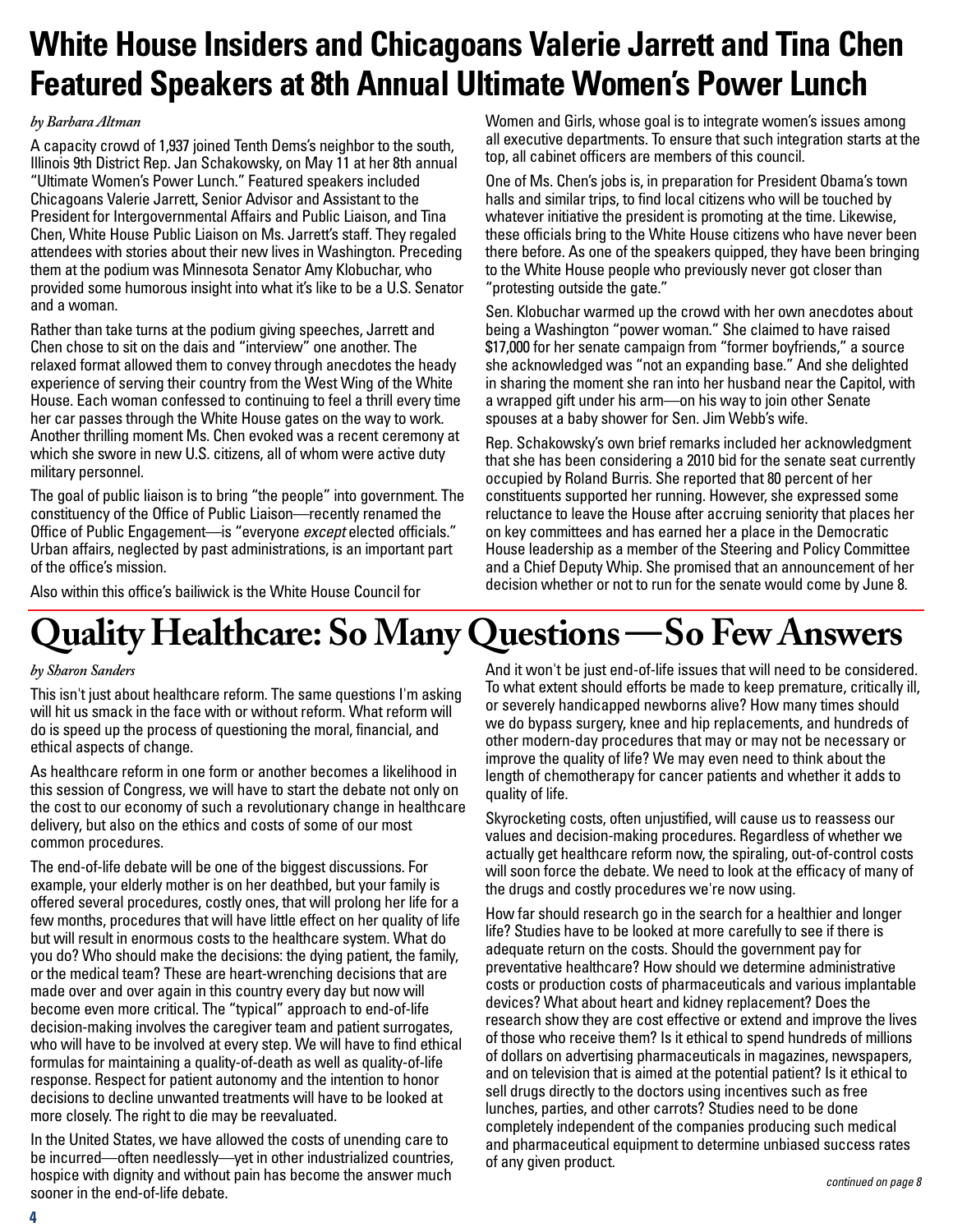# White House Insiders and Chicagoans Valerie Jarrett and Tina Chen Featured Speakers at 8th Annual Ultimate Women's Power Lunch

*by Barbara Altman*

A capacity crowd of 1,937 joined Tenth Dems's neighbor to the south, Illinois 9th District Rep. Jan Schakowsky, on May 11 at her 8th annual "Ultimate Women's Power Lunch." Featured speakers included Chicagoans Valerie Jarrett, Senior Advisor and Assistant to the President for Intergovernmental Affairs and Public Liaison, and Tina Chen, White House Public Liaison on Ms. Jarrett's staff. They regaled attendees with stories about their new lives in Washington. Preceding them at the podium was Minnesota Senator Amy Klobuchar, who provided some humorous insight into what it's like to be a U.S. Senator and a woman.

Rather than take turns at the podium giving speeches, Jarrett and Chen chose to sit on the dais and "interview" one another. The relaxed format allowed them to convey through anecdotes the heady experience of serving their country from the West Wing of the White House. Each woman confessed to continuing to feel a thrill every time her car passes through the White House gates on the way to work. Another thrilling moment Ms. Chen evoked was a recent ceremony at which she swore in new U.S. citizens, all of whom were active duty military personnel.

The goal of public liaison is to bring "the people" into government. The constituency of the Office of Public Liaison—recently renamed the Office of Public Engagement—is "everyone *except* elected officials." Urban affairs, neglected by past administrations, is an important part of the office's mission.

Also within this office's bailiwick is the White House Council for Women and Girls, whose goal is to integrate women's issues among all executive departments. To ensure that such integration starts at the top, all cabinet officers are members of this council.

One of Ms. Chen's jobs is, in preparation for President Obama's town halls and similar trips, to find local citizens who will be touched by whatever initiative the president is promoting at the time. Likewise, these officials bring to the White House citizens who have never been there before. As one of the speakers quipped, they have been bringing to the White House people who previously never got closer than "protesting outside the gate."

Sen. Klobuchar warmed up the crowd with her own anecdotes about being a Washington "power woman." She claimed to have raised $17,000 for her senate campaign from "former boyfriends," a source she acknowledged was "not an expanding base." And she delighted in sharing the moment she ran into her husband near the Capitol, with a wrapped gift under his arm—on his way to join other Senate spouses at a baby shower for Sen. Jim Webb's wife.

Rep. Schakowsky's own brief remarks included her acknowledgment that she has been considering a 2010 bid for the senate seat currently occupied by Roland Burris. She reported that 80 percent of her constituents supported her running. However, she expressed some reluctance to leave the House after accruing seniority that places her on key committees and has earned her a place in the Democratic House leadership as a member of the Steering and Policy Committee and a Chief Deputy Whip. She promised that an announcement of her decision whether or not to run for the senate would come by June 8.

# Quality Healthcare: So Many Questions—So Few Answers

*by Sharon Sanders*

This isn't just about healthcare reform. The same questions I'm asking will hit us smack in the face with or without reform. What reform will do is speed up the process of questioning the moral, financial, and ethical aspects of change.

As healthcare reform in one form or another becomes a likelihood in this session of Congress, we will have to start the debate not only on the cost to our economy of such a revolutionary change in healthcare delivery, but also on the ethics and costs of some of our most common procedures.

The end-of-life debate will be one of the biggest discussions. For example, your elderly mother is on her deathbed, but your family is offered several procedures, costly ones, that will prolong her life for a few months, procedures that will have little effect on her quality of life but will result in enormous costs to the healthcare system. What do you do? Who should make the decisions: the dying patient, the family, or the medical team? These are heart-wrenching decisions that are made over and over again in this country every day but now will become even more critical. The "typical" approach to end-of-life decision-making involves the caregiver team and patient surrogates, who will have to be involved at every step. We will have to find ethical formulas for maintaining a quality-of-death as well as quality-of-life response. Respect for patient autonomy and the intention to honor decisions to decline unwanted treatments will have to be looked at more closely. The right to die may be reevaluated.

In the United States, we have allowed the costs of unending care to be incurred—often needlessly—yet in other industrialized countries, hospice with dignity and without pain has become the answer much sooner in the end-of-life debate.

And it won't be just end-of-life issues that will need to be considered. To what extent should efforts be made to keep premature, critically ill, or severely handicapped newborns alive? How many times should we do bypass surgery, knee and hip replacements, and hundreds of other modern-day procedures that may or may not be necessary or improve the quality of life? We may even need to think about the length of chemotherapy for cancer patients and whether it adds to quality of life.

Skyrocketing costs, often unjustified, will cause us to reassess our values and decision-making procedures. Regardless of whether we actually get healthcare reform now, the spiraling, out-of-control costs will soon force the debate. We need to look at the efficacy of many of the drugs and costly procedures we're now using.

How far should research go in the search for a healthier and longer life? Studies have to be looked at more carefully to see if there is adequate return on the costs. Should the government pay for preventative healthcare? How should we determine administrative costs or production costs of pharmaceuticals and various implantable devices? What about heart and kidney replacement? Does the research show they are cost effective or extend and improve the lives of those who receive them? Is it ethical to spend hundreds of millions of dollars on advertising pharmaceuticals in magazines, newspapers, and on television that is aimed at the potential patient? Is it ethical to sell drugs directly to the doctors using incentives such as free lunches, parties, and other carrots? Studies need to be done completely independent of the companies producing such medical and pharmaceutical equipment to determine unbiased success rates of any given product.

*continued on page 8*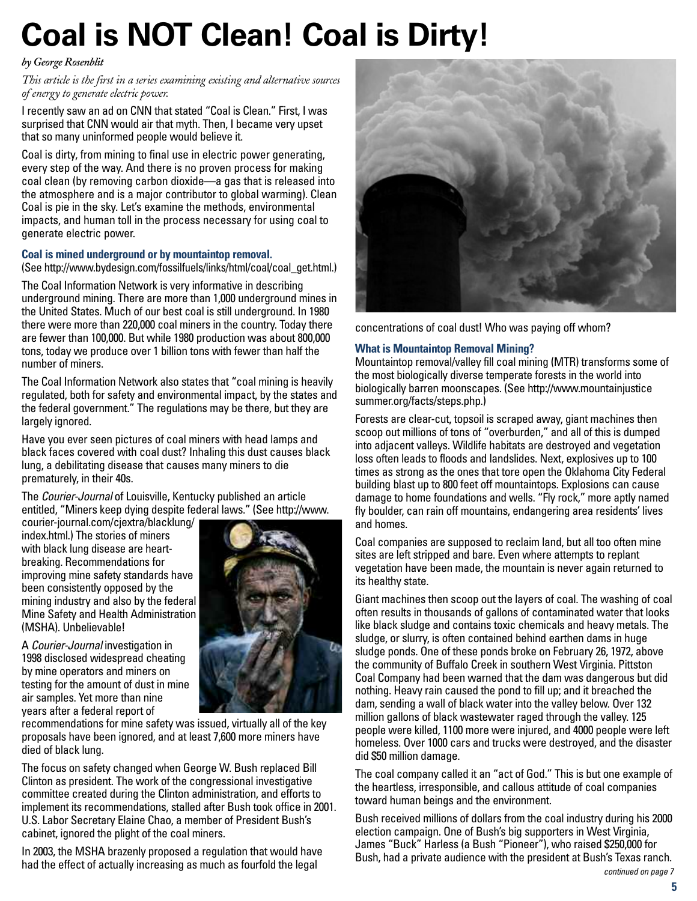# Coal is NOT Clean! Coal is Dirty!

*by George Rosenblit*

*This article is the first in a series examining existing and alternative sources of energy to generate electric power.*

I recently saw an ad on CNN that stated "Coal is Clean." First, I was surprised that CNN would air that myth. Then, I became very upset that so many uninformed people would believe it.

Coal is dirty, from mining to final use in electric power generating, every step of the way. And there is no proven process for making coal clean (by removing carbon dioxide—a gas that is released into the atmosphere and is a major contributor to global warming). Clean Coal is pie in the sky. Let's examine the methods, environmental impacts, and human toll in the process necessary for using coal to generate electric power.

### Coal is mined underground or by mountaintop removal.

(See http://www.bydesign.com/fossilfuels/links/html/coal/coal_get.html.)

The Coal Information Network is very informative in describing underground mining. There are more than 1,000 underground mines in the United States. Much of our best coal is still underground. In 1980 there were more than 220,000 coal miners in the country. Today there are fewer than 100,000. But while 1980 production was about 800,000 tons, today we produce over 1 billion tons with fewer than half the number of miners.

The Coal Information Network also states that "coal mining is heavily regulated, both for safety and environmental impact, by the states and the federal government." The regulations may be there, but they are largely ignored.

Have you ever seen pictures of coal miners with head lamps and black faces covered with coal dust? Inhaling this dust causes black lung, a debilitating disease that causes many miners to die prematurely, in their 40s.

The *Courier-Journal* of Louisville, Kentucky published an article entitled, "Miners keep dying despite federal laws." (See http://www.courier-journal.com/cjextra/blacklung/index.html.) The stories of miners with black lung disease are heart-breaking. Recommendations for improving mine safety standards have been consistently opposed by the mining industry and also by the federal Mine Safety and Health Administration (MSHA). Unbelievable!

A *Courier-Journal* investigation in 1998 disclosed widespread cheating by mine operators and miners on testing for the amount of dust in mine air samples. Yet more than nine years after a federal report of recommendations for mine safety was issued, virtually all of the key proposals have been ignored, and at least 7,600 more miners have died of black lung.

The focus on safety changed when George W. Bush replaced Bill Clinton as president. The work of the congressional investigative committee created during the Clinton administration, and efforts to implement its recommendations, stalled after Bush took office in 2001. U.S. Labor Secretary Elaine Chao, a member of President Bush's cabinet, ignored the plight of the coal miners.

In 2003, the MSHA brazenly proposed a regulation that would have had the effect of actually increasing as much as fourfold the legal concentrations of coal dust! Who was paying off whom?

### What is Mountaintop Removal Mining?

Mountaintop removal/valley fill coal mining (MTR) transforms some of the most biologically diverse temperate forests in the world into biologically barren moonscapes. (See http://www.mountainjusticesummer.org/facts/steps.php.)

Forests are clear-cut, topsoil is scraped away, giant machines then scoop out millions of tons of "overburden," and all of this is dumped into adjacent valleys. Wildlife habitats are destroyed and vegetation loss often leads to floods and landslides. Next, explosives up to 100 times as strong as the ones that tore open the Oklahoma City Federal building blast up to 800 feet off mountaintops. Explosions can cause damage to home foundations and wells. "Fly rock," more aptly named fly boulder, can rain off mountains, endangering area residents' lives and homes.

Coal companies are supposed to reclaim land, but all too often mine sites are left stripped and bare. Even where attempts to replant vegetation have been made, the mountain is never again returned to its healthy state.

Giant machines then scoop out the layers of coal. The washing of coal often results in thousands of gallons of contaminated water that looks like black sludge and contains toxic chemicals and heavy metals. The sludge, or slurry, is often contained behind earthen dams in huge sludge ponds. One of these ponds broke on February 26, 1972, above the community of Buffalo Creek in southern West Virginia. Pittston Coal Company had been warned that the dam was dangerous but did nothing. Heavy rain caused the pond to fill up; and it breached the dam, sending a wall of black water into the valley below. Over 132 million gallons of black wastewater raged through the valley. 125 people were killed, 1100 more were injured, and 4000 people were left homeless. Over 1000 cars and trucks were destroyed, and the disaster did $50 million damage.

The coal company called it an "act of God." This is but one example of the heartless, irresponsible, and callous attitude of coal companies toward human beings and the environment.

Bush received millions of dollars from the coal industry during his 2000 election campaign. One of Bush's big supporters in West Virginia, James "Buck" Harless (a Bush "Pioneer"), who raised $250,000 for Bush, had a private audience with the president at Bush's Texas ranch.

*continued on page 7*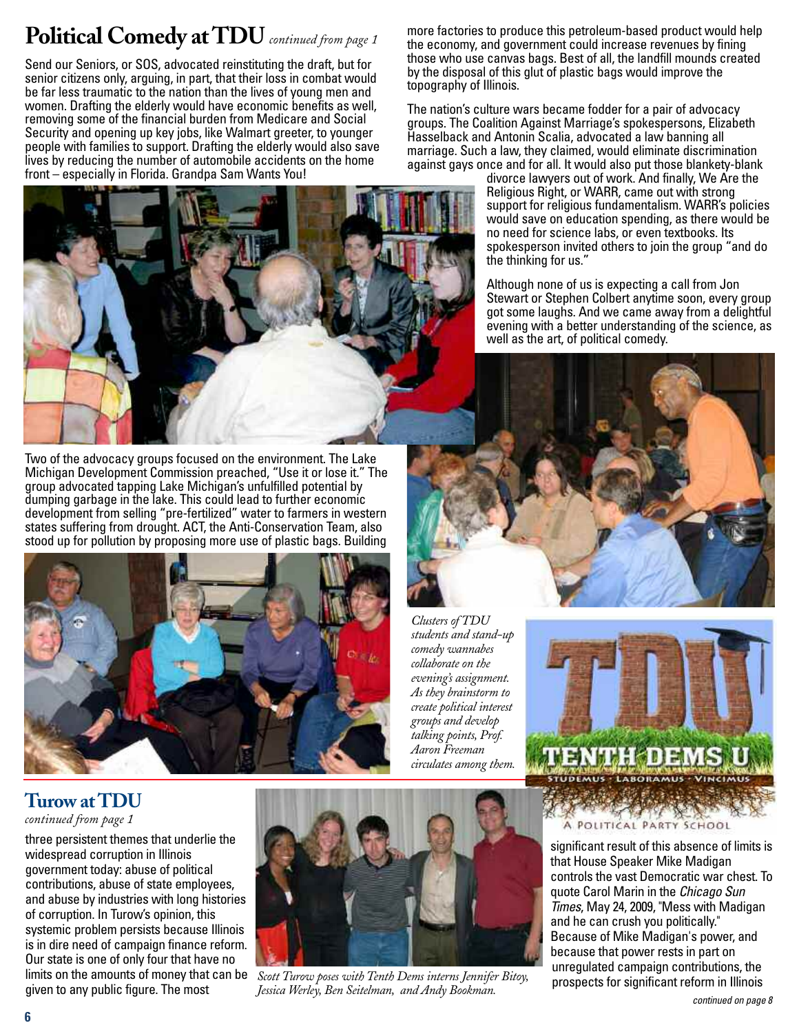## Political Comedy at TDU *continued from page 1*

Send our Seniors, or SOS, advocated reinstituting the draft, but for senior citizens only, arguing, in part, that their loss in combat would be far less traumatic to the nation than the lives of young men and women. Drafting the elderly would have economic benefits as well, removing some of the financial burden from Medicare and Social Security and opening up key jobs, like Walmart greeter, to younger people with families to support. Drafting the elderly would also save lives by reducing the number of automobile accidents on the home front – especially in Florida. Grandpa Sam Wants You!

Two of the advocacy groups focused on the environment. The Lake Michigan Development Commission preached, "Use it or lose it." The group advocated tapping Lake Michigan's unfulfilled potential by dumping garbage in the lake. This could lead to further economic development from selling "pre-fertilized" water to farmers in western states suffering from drought. ACT, the Anti-Conservation Team, also stood up for pollution by proposing more use of plastic bags. Building more factories to produce this petroleum-based product would help the economy, and government could increase revenues by fining those who use canvas bags. Best of all, the landfill mounds created by the disposal of this glut of plastic bags would improve the topography of Illinois.

The nation's culture wars became fodder for a pair of advocacy groups. The Coalition Against Marriage's spokespersons, Elizabeth Hasselback and Antonin Scalia, advocated a law banning all marriage. Such a law, they claimed, would eliminate discrimination against gays once and for all. It would also put those blankety-blank divorce lawyers out of work. And finally, We Are the Religious Right, or WARR, came out with strong support for religious fundamentalism. WARR's policies would save on education spending, as there would be no need for science labs, or even textbooks. Its spokesperson invited others to join the group "and do the thinking for us."

Although none of us is expecting a call from Jon Stewart or Stephen Colbert anytime soon, every group got some laughs. And we came away from a delightful evening with a better understanding of the science, as well as the art, of political comedy.

*Clusters of TDU students and stand-up comedy wannabes collaborate on the evening's assignment. As they brainstorm to create political interest groups and develop talking points, Prof. Aaron Freeman circulates among them.*

TENTH DEMS U
STUDEMUS · LABORAMUS · VINCIMUS
A POLITICAL PARTY SCHOOL

## Turow at TDU
*continued from page 1*

three persistent themes that underlie the widespread corruption in Illinois government today: abuse of political contributions, abuse of state employees, and abuse by industries with long histories of corruption. In Turow's opinion, this systemic problem persists because Illinois is in dire need of campaign finance reform. Our state is one of only four that have no limits on the amounts of money that can be given to any public figure. The most significant result of this absence of limits is that House Speaker Mike Madigan controls the vast Democratic war chest. To quote Carol Marin in the *Chicago Sun Times*, May 24, 2009, "Mess with Madigan and he can crush you politically." Because of Mike Madigan's power, and because that power rests in part on unregulated campaign contributions, the prospects for significant reform in Illinois

*Scott Turow poses with Tenth Dems interns Jennifer Bitoy, Jessica Werley, Ben Seitelman, and Andy Bookman.*

*continued on page 8*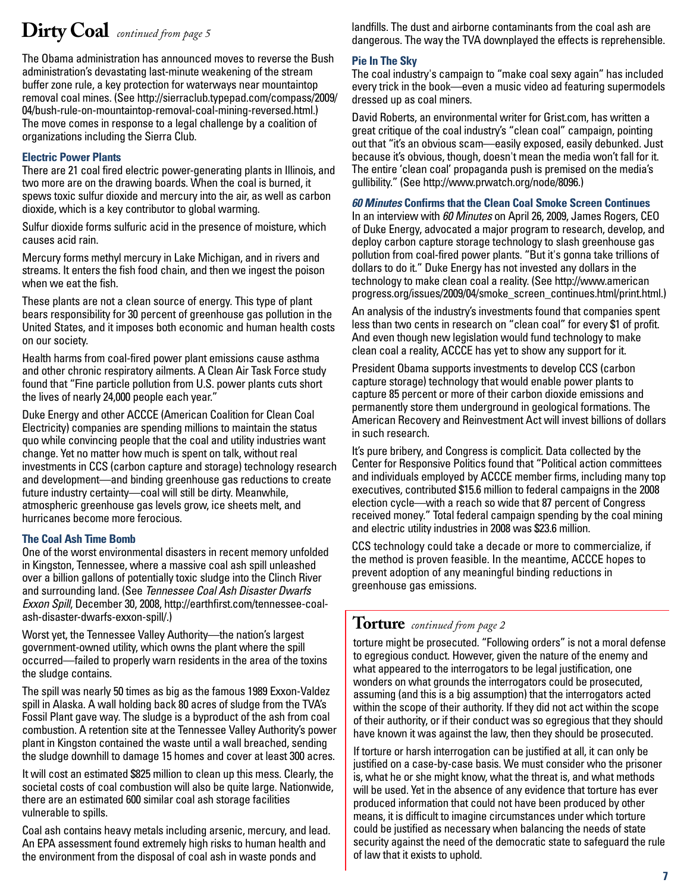# Dirty Coal *continued from page 5*

The Obama administration has announced moves to reverse the Bush administration's devastating last-minute weakening of the stream buffer zone rule, a key protection for waterways near mountaintop removal coal mines. (See http://sierraclub.typepad.com/compass/2009/04/bush-rule-on-mountaintop-removal-coal-mining-reversed.html.) The move comes in response to a legal challenge by a coalition of organizations including the Sierra Club.

### Electric Power Plants

There are 21 coal fired electric power-generating plants in Illinois, and two more are on the drawing boards. When the coal is burned, it spews toxic sulfur dioxide and mercury into the air, as well as carbon dioxide, which is a key contributor to global warming.

Sulfur dioxide forms sulfuric acid in the presence of moisture, which causes acid rain.

Mercury forms methyl mercury in Lake Michigan, and in rivers and streams. It enters the fish food chain, and then we ingest the poison when we eat the fish.

These plants are not a clean source of energy. This type of plant bears responsibility for 30 percent of greenhouse gas pollution in the United States, and it imposes both economic and human health costs on our society.

Health harms from coal-fired power plant emissions cause asthma and other chronic respiratory ailments. A Clean Air Task Force study found that "Fine particle pollution from U.S. power plants cuts short the lives of nearly 24,000 people each year."

Duke Energy and other ACCCE (American Coalition for Clean Coal Electricity) companies are spending millions to maintain the status quo while convincing people that the coal and utility industries want change. Yet no matter how much is spent on talk, without real investments in CCS (carbon capture and storage) technology research and development—and binding greenhouse gas reductions to create future industry certainty—coal will still be dirty. Meanwhile, atmospheric greenhouse gas levels grow, ice sheets melt, and hurricanes become more ferocious.

### The Coal Ash Time Bomb

One of the worst environmental disasters in recent memory unfolded in Kingston, Tennessee, where a massive coal ash spill unleashed over a billion gallons of potentially toxic sludge into the Clinch River and surrounding land. (See *Tennessee Coal Ash Disaster Dwarfs Exxon Spill*, December 30, 2008, http://earthfirst.com/tennessee-coal-ash-disaster-dwarfs-exxon-spill/.)

Worst yet, the Tennessee Valley Authority—the nation's largest government-owned utility, which owns the plant where the spill occurred—failed to properly warn residents in the area of the toxins the sludge contains.

The spill was nearly 50 times as big as the famous 1989 Exxon-Valdez spill in Alaska. A wall holding back 80 acres of sludge from the TVA's Fossil Plant gave way. The sludge is a byproduct of the ash from coal combustion. A retention site at the Tennessee Valley Authority's power plant in Kingston contained the waste until a wall breached, sending the sludge downhill to damage 15 homes and cover at least 300 acres.

It will cost an estimated $825 million to clean up this mess. Clearly, the societal costs of coal combustion will also be quite large. Nationwide, there are an estimated 600 similar coal ash storage facilities vulnerable to spills.

Coal ash contains heavy metals including arsenic, mercury, and lead. An EPA assessment found extremely high risks to human health and the environment from the disposal of coal ash in waste ponds and landfills. The dust and airborne contaminants from the coal ash are dangerous. The way the TVA downplayed the effects is reprehensible.

### Pie In The Sky

The coal industry's campaign to "make coal sexy again" has included every trick in the book—even a music video ad featuring supermodels dressed up as coal miners.

David Roberts, an environmental writer for Grist.com, has written a great critique of the coal industry's "clean coal" campaign, pointing out that "it's an obvious scam—easily exposed, easily debunked. Just because it's obvious, though, doesn't mean the media won't fall for it. The entire 'clean coal' propaganda push is premised on the media's gullibility." (See http://www.prwatch.org/node/8096.)

### *60 Minutes* Confirms that the Clean Coal Smoke Screen Continues

In an interview with *60 Minutes* on April 26, 2009, James Rogers, CEO of Duke Energy, advocated a major program to research, develop, and deploy carbon capture storage technology to slash greenhouse gas pollution from coal-fired power plants. "But it's gonna take trillions of dollars to do it." Duke Energy has not invested any dollars in the technology to make clean coal a reality. (See http://www.americanprogress.org/issues/2009/04/smoke_screen_continues.html/print.html.)

An analysis of the industry's investments found that companies spent less than two cents in research on "clean coal" for every $1 of profit. And even though new legislation would fund technology to make clean coal a reality, ACCCE has yet to show any support for it.

President Obama supports investments to develop CCS (carbon capture storage) technology that would enable power plants to capture 85 percent or more of their carbon dioxide emissions and permanently store them underground in geological formations. The American Recovery and Reinvestment Act will invest billions of dollars in such research.

It's pure bribery, and Congress is complicit. Data collected by the Center for Responsive Politics found that "Political action committees and individuals employed by ACCCE member firms, including many top executives, contributed $15.6 million to federal campaigns in the 2008 election cycle—with a reach so wide that 87 percent of Congress received money." Total federal campaign spending by the coal mining and electric utility industries in 2008 was $23.6 million.

CCS technology could take a decade or more to commercialize, if the method is proven feasible. In the meantime, ACCCE hopes to prevent adoption of any meaningful binding reductions in greenhouse gas emissions.

# Torture *continued from page 2*

torture might be prosecuted. "Following orders" is not a moral defense to egregious conduct. However, given the nature of the enemy and what appeared to the interrogators to be legal justification, one wonders on what grounds the interrogators could be prosecuted, assuming (and this is a big assumption) that the interrogators acted within the scope of their authority. If they did not act within the scope of their authority, or if their conduct was so egregious that they should have known it was against the law, then they should be prosecuted.

If torture or harsh interrogation can be justified at all, it can only be justified on a case-by-case basis. We must consider who the prisoner is, what he or she might know, what the threat is, and what methods will be used. Yet in the absence of any evidence that torture has ever produced information that could not have been produced by other means, it is difficult to imagine circumstances under which torture could be justified as necessary when balancing the needs of state security against the need of the democratic state to safeguard the rule of law that it exists to uphold.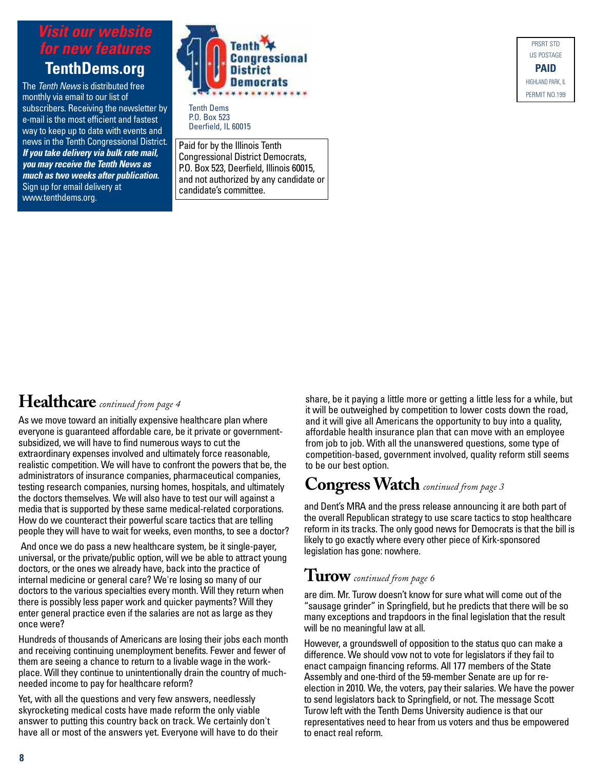**Visit our website for new features**

**TenthDems.org**

The *Tenth News* is distributed free monthly via email to our list of subscribers. Receiving the newsletter by e-mail is the most efficient and fastest way to keep up to date with events and news in the Tenth Congressional District. ***If you take delivery via bulk rate mail, you may receive the Tenth News as much as two weeks after publication.*** Sign up for email delivery at www.tenthdems.org.

Tenth Congressional District Democrats

Tenth Dems
P.O. Box 523
Deerfield, IL 60015

Paid for by the Illinois Tenth Congressional District Democrats, P.O. Box 523, Deerfield, Illinois 60015, and not authorized by any candidate or candidate's committee.

PRSRT STD
US POSTAGE
**PAID**
HIGHLAND PARK, IL
PERMIT NO.199

## Healthcare *continued from page 4*

As we move toward an initially expensive healthcare plan where everyone is guaranteed affordable care, be it private or government-subsidized, we will have to find numerous ways to cut the extraordinary expenses involved and ultimately force reasonable, realistic competition. We will have to confront the powers that be, the administrators of insurance companies, pharmaceutical companies, testing research companies, nursing homes, hospitals, and ultimately the doctors themselves. We will also have to test our will against a media that is supported by these same medical-related corporations. How do we counteract their powerful scare tactics that are telling people they will have to wait for weeks, even months, to see a doctor?

And once we do pass a new healthcare system, be it single-payer, universal, or the private/public option, will we be able to attract young doctors, or the ones we already have, back into the practice of internal medicine or general care? We're losing so many of our doctors to the various specialties every month. Will they return when there is possibly less paper work and quicker payments? Will they enter general practice even if the salaries are not as large as they once were?

Hundreds of thousands of Americans are losing their jobs each month and receiving continuing unemployment benefits. Fewer and fewer of them are seeing a chance to return to a livable wage in the work-place. Will they continue to unintentionally drain the country of much-needed income to pay for healthcare reform?

Yet, with all the questions and very few answers, needlessly skyrocketing medical costs have made reform the only viable answer to putting this country back on track. We certainly don't have all or most of the answers yet. Everyone will have to do their share, be it paying a little more or getting a little less for a while, but it will be outweighed by competition to lower costs down the road, and it will give all Americans the opportunity to buy into a quality, affordable health insurance plan that can move with an employee from job to job. With all the unanswered questions, some type of competition-based, government involved, quality reform still seems to be our best option.

## Congress Watch *continued from page 3*

and Dent's MRA and the press release announcing it are both part of the overall Republican strategy to use scare tactics to stop healthcare reform in its tracks. The only good news for Democrats is that the bill is likely to go exactly where every other piece of Kirk-sponsored legislation has gone: nowhere.

## Turow *continued from page 6*

are dim. Mr. Turow doesn't know for sure what will come out of the "sausage grinder" in Springfield, but he predicts that there will be so many exceptions and trapdoors in the final legislation that the result will be no meaningful law at all.

However, a groundswell of opposition to the status quo can make a difference. We should vow not to vote for legislators if they fail to enact campaign financing reforms. All 177 members of the State Assembly and one-third of the 59-member Senate are up for re-election in 2010. We, the voters, pay their salaries. We have the power to send legislators back to Springfield, or not. The message Scott Turow left with the Tenth Dems University audience is that our representatives need to hear from us voters and thus be empowered to enact real reform.